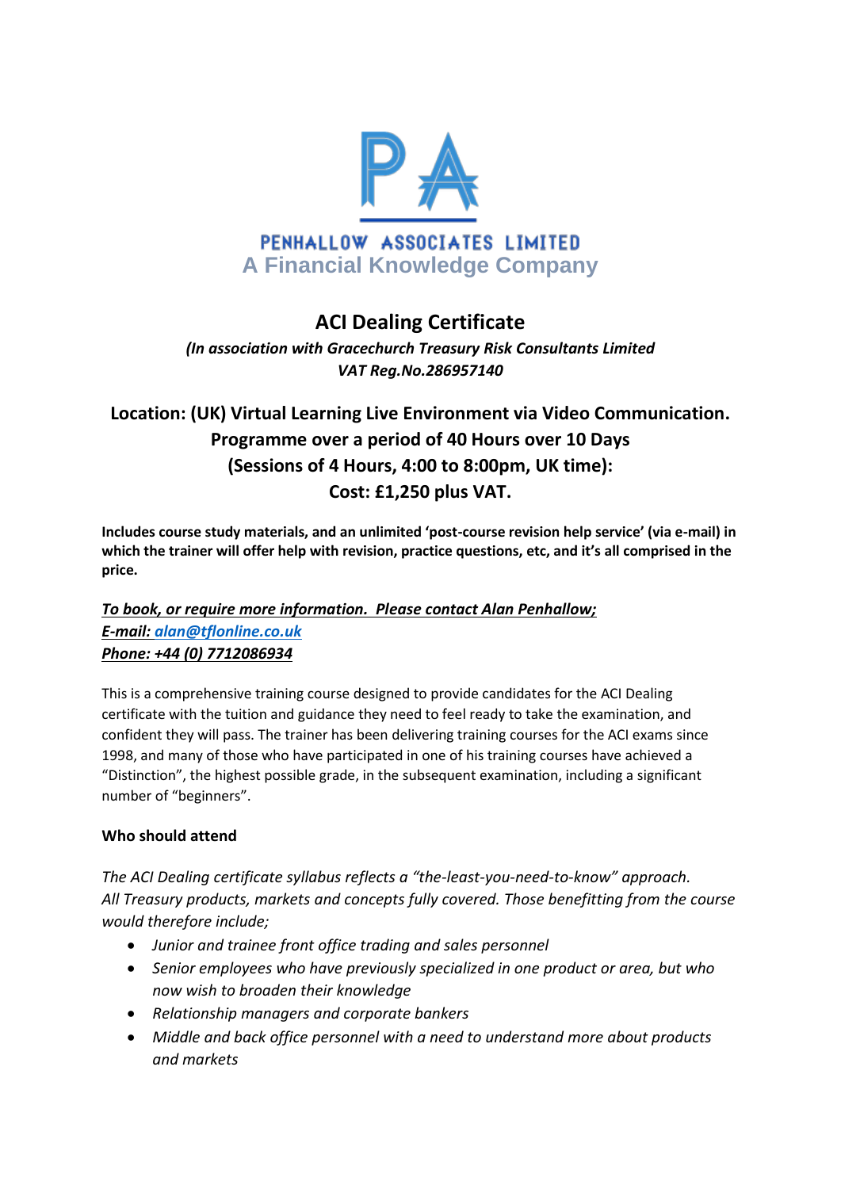PENHALLOW ASSOCIATES LIMITED

A Financial Knowledge Company

# ACI Dealing Certificate

***(In association with Gracechurch Treasury Risk Consultants Limited***

***VAT Reg.No.286957140***

## Location: (UK) Virtual Learning Live Environment via Video Communication.

## Programme over a period of 40 Hours over 10 Days

## (Sessions of 4 Hours, 4:00 to 8:00pm, UK time):

## Cost: £1,250 plus VAT.

**Includes course study materials, and an unlimited 'post-course revision help service' (via e-mail) in which the trainer will offer help with revision, practice questions, etc, and it's all comprised in the price.**

***To book, or require more information. Please contact Alan Penhallow;***

***E-mail: alan@tflonline.co.uk***

***Phone: +44 (0) 7712086934***

This is a comprehensive training course designed to provide candidates for the ACI Dealing certificate with the tuition and guidance they need to feel ready to take the examination, and confident they will pass. The trainer has been delivering training courses for the ACI exams since 1998, and many of those who have participated in one of his training courses have achieved a "Distinction", the highest possible grade, in the subsequent examination, including a significant number of "beginners".

**Who should attend**

*The ACI Dealing certificate syllabus reflects a "the-least-you-need-to-know" approach. All Treasury products, markets and concepts fully covered. Those benefitting from the course would therefore include;*

- *Junior and trainee front office trading and sales personnel*
- *Senior employees who have previously specialized in one product or area, but who now wish to broaden their knowledge*
- *Relationship managers and corporate bankers*
- *Middle and back office personnel with a need to understand more about products and markets*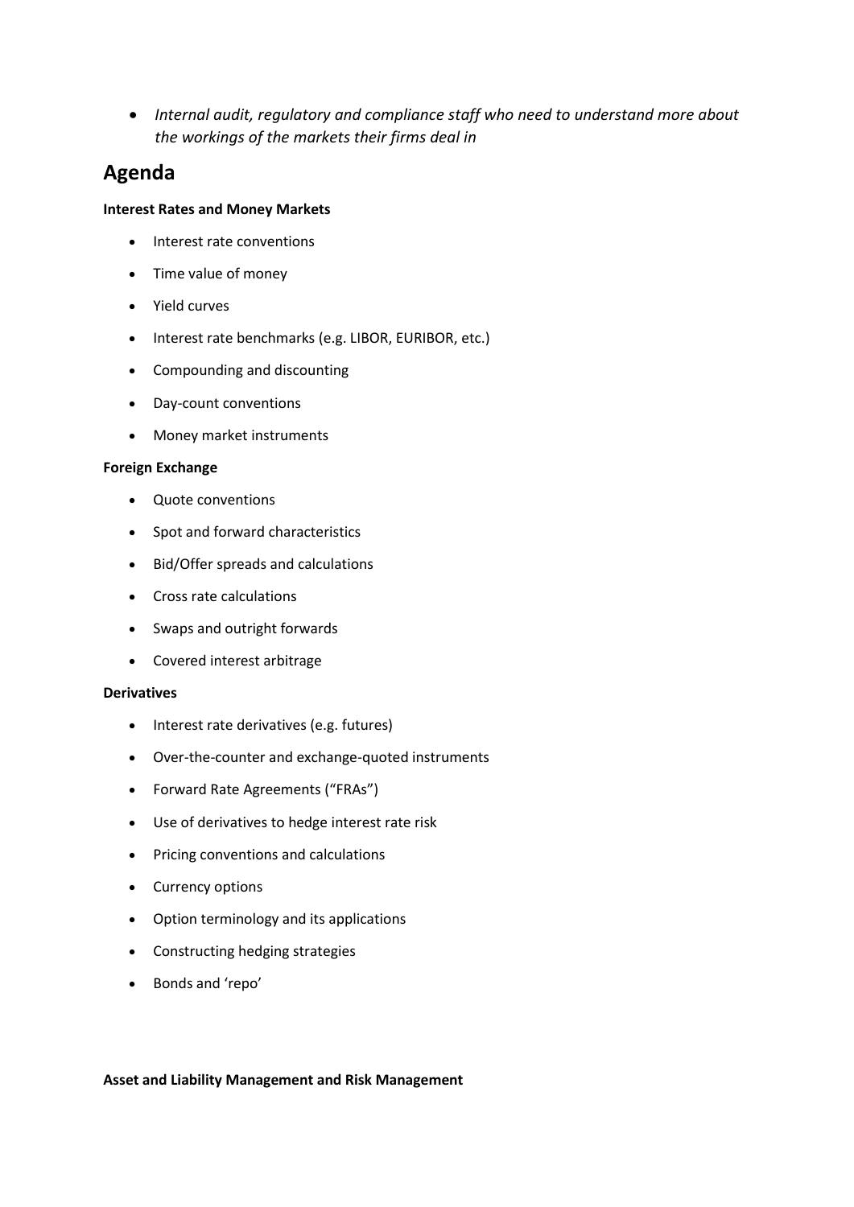- *Internal audit, regulatory and compliance staff who need to understand more about the workings of the markets their firms deal in*

## Agenda

**Interest Rates and Money Markets**

- Interest rate conventions
- Time value of money
- Yield curves
- Interest rate benchmarks (e.g. LIBOR, EURIBOR, etc.)
- Compounding and discounting
- Day-count conventions
- Money market instruments

**Foreign Exchange**

- Quote conventions
- Spot and forward characteristics
- Bid/Offer spreads and calculations
- Cross rate calculations
- Swaps and outright forwards
- Covered interest arbitrage

**Derivatives**

- Interest rate derivatives (e.g. futures)
- Over-the-counter and exchange-quoted instruments
- Forward Rate Agreements ("FRAs")
- Use of derivatives to hedge interest rate risk
- Pricing conventions and calculations
- Currency options
- Option terminology and its applications
- Constructing hedging strategies
- Bonds and 'repo'

**Asset and Liability Management and Risk Management**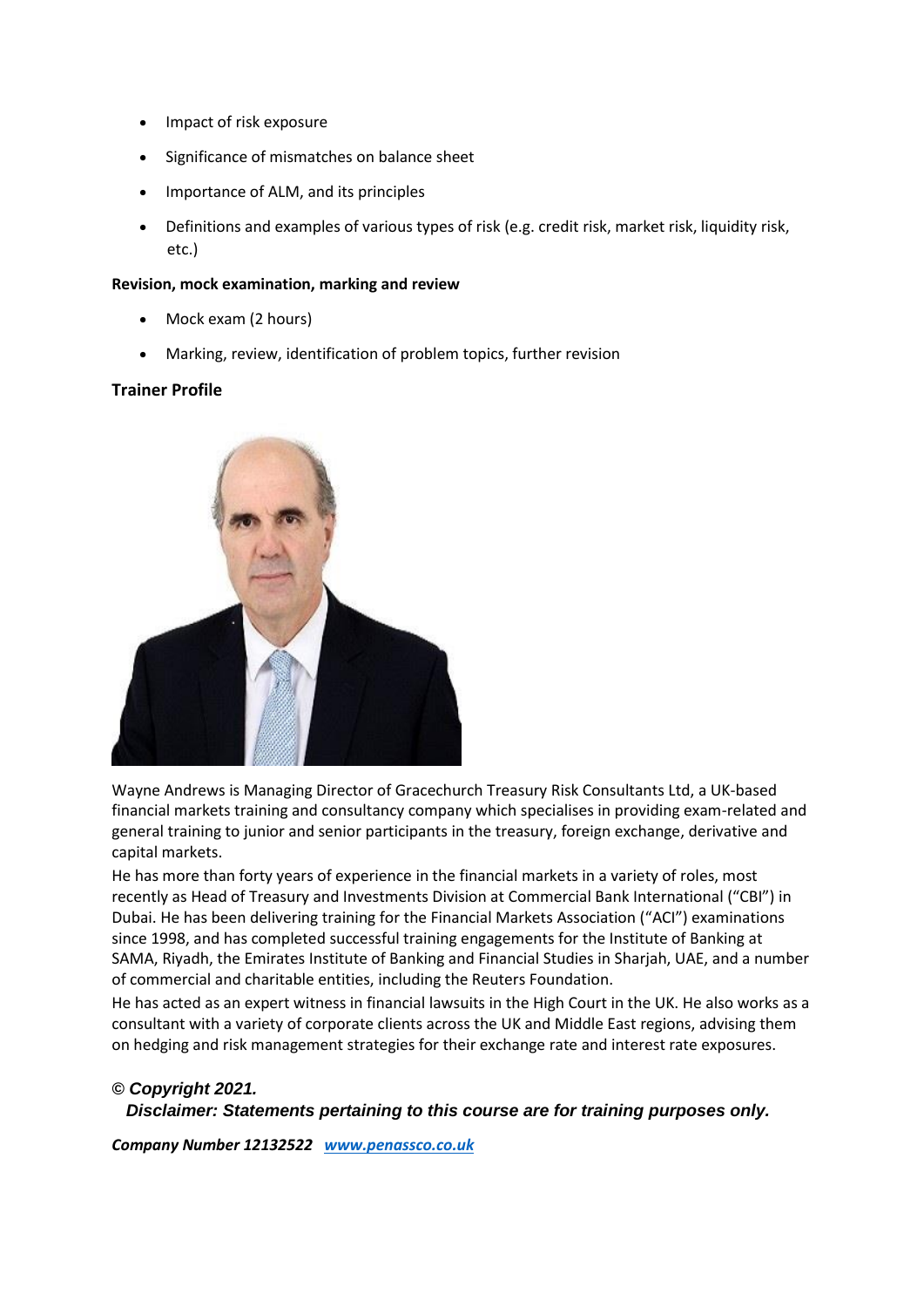- Impact of risk exposure
- Significance of mismatches on balance sheet
- Importance of ALM, and its principles
- Definitions and examples of various types of risk (e.g. credit risk, market risk, liquidity risk, etc.)

**Revision, mock examination, marking and review**

- Mock exam (2 hours)
- Marking, review, identification of problem topics, further revision

## Trainer Profile

Wayne Andrews is Managing Director of Gracechurch Treasury Risk Consultants Ltd, a UK-based financial markets training and consultancy company which specialises in providing exam-related and general training to junior and senior participants in the treasury, foreign exchange, derivative and capital markets.

He has more than forty years of experience in the financial markets in a variety of roles, most recently as Head of Treasury and Investments Division at Commercial Bank International ("CBI") in Dubai. He has been delivering training for the Financial Markets Association ("ACI") examinations since 1998, and has completed successful training engagements for the Institute of Banking at SAMA, Riyadh, the Emirates Institute of Banking and Financial Studies in Sharjah, UAE, and a number of commercial and charitable entities, including the Reuters Foundation.

He has acted as an expert witness in financial lawsuits in the High Court in the UK. He also works as a consultant with a variety of corporate clients across the UK and Middle East regions, advising them on hedging and risk management strategies for their exchange rate and interest rate exposures.

***© Copyright 2021.***

***Disclaimer: Statements pertaining to this course are for training purposes only.***

***Company Number 12132522*** ***[www.penassco.co.uk](http://www.penassco.co.uk)***